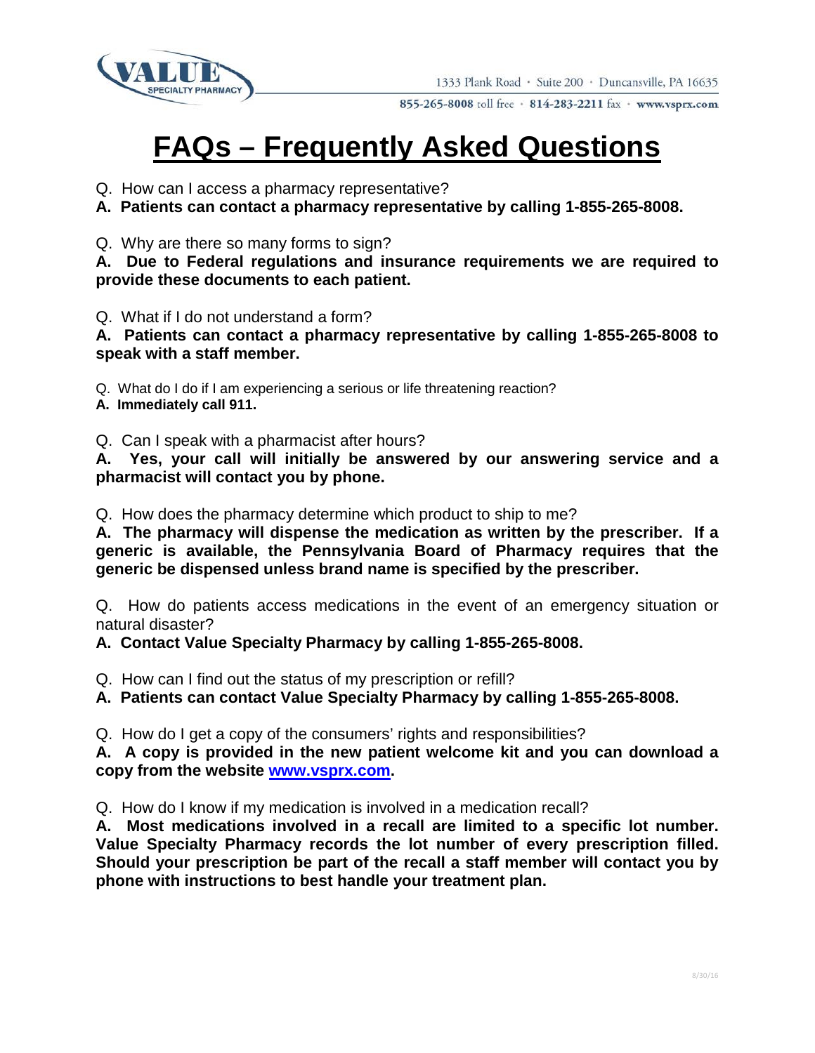VALUE SPECIALTY PHARMACY

1333 Plank Road · Suite 200 · Duncansville, PA 16635

855-265-8008 toll free · 814-283-2211 fax · www.vsprx.com

# FAQs – Frequently Asked Questions

Q. How can I access a pharmacy representative?

**A. Patients can contact a pharmacy representative by calling 1-855-265-8008.**

Q. Why are there so many forms to sign?

**A. Due to Federal regulations and insurance requirements we are required to provide these documents to each patient.**

Q. What if I do not understand a form?

**A. Patients can contact a pharmacy representative by calling 1-855-265-8008 to speak with a staff member.**

Q. What do I do if I am experiencing a serious or life threatening reaction?

**A. Immediately call 911.**

Q. Can I speak with a pharmacist after hours?

**A. Yes, your call will initially be answered by our answering service and a pharmacist will contact you by phone.**

Q. How does the pharmacy determine which product to ship to me?

**A. The pharmacy will dispense the medication as written by the prescriber. If a generic is available, the Pennsylvania Board of Pharmacy requires that the generic be dispensed unless brand name is specified by the prescriber.**

Q. How do patients access medications in the event of an emergency situation or natural disaster?

**A. Contact Value Specialty Pharmacy by calling 1-855-265-8008.**

Q. How can I find out the status of my prescription or refill?

**A. Patients can contact Value Specialty Pharmacy by calling 1-855-265-8008.**

Q. How do I get a copy of the consumers' rights and responsibilities?

**A. A copy is provided in the new patient welcome kit and you can download a copy from the website [www.vsprx.com](http://www.vsprx.com).**

Q. How do I know if my medication is involved in a medication recall?

**A. Most medications involved in a recall are limited to a specific lot number. Value Specialty Pharmacy records the lot number of every prescription filled. Should your prescription be part of the recall a staff member will contact you by phone with instructions to best handle your treatment plan.**

8/30/16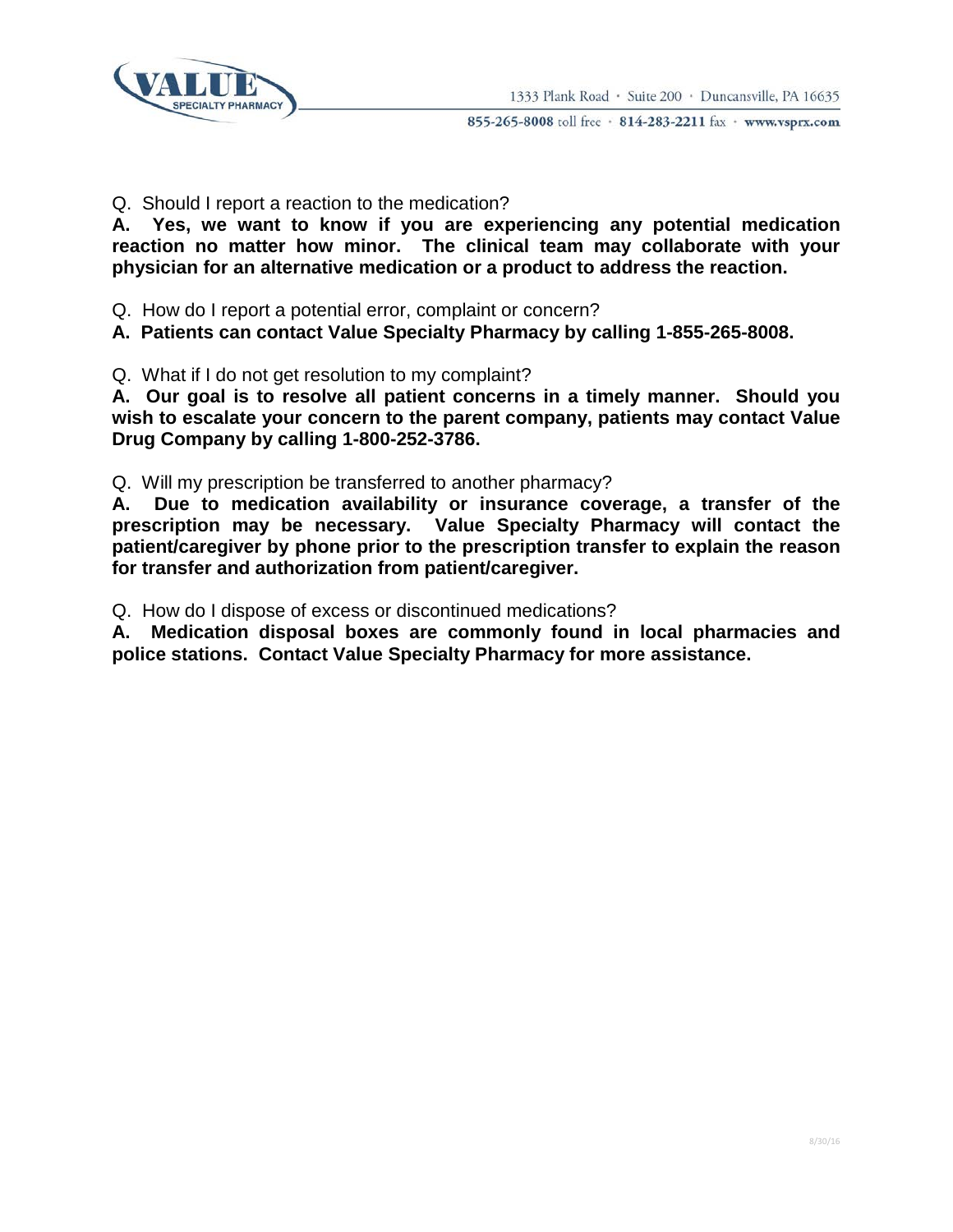Q. Should I report a reaction to the medication?

**A. Yes, we want to know if you are experiencing any potential medication reaction no matter how minor. The clinical team may collaborate with your physician for an alternative medication or a product to address the reaction.**

Q. How do I report a potential error, complaint or concern?

**A. Patients can contact Value Specialty Pharmacy by calling 1-855-265-8008.**

Q. What if I do not get resolution to my complaint?

**A. Our goal is to resolve all patient concerns in a timely manner. Should you wish to escalate your concern to the parent company, patients may contact Value Drug Company by calling 1-800-252-3786.**

Q. Will my prescription be transferred to another pharmacy?

**A. Due to medication availability or insurance coverage, a transfer of the prescription may be necessary. Value Specialty Pharmacy will contact the patient/caregiver by phone prior to the prescription transfer to explain the reason for transfer and authorization from patient/caregiver.**

Q. How do I dispose of excess or discontinued medications?

**A. Medication disposal boxes are commonly found in local pharmacies and police stations. Contact Value Specialty Pharmacy for more assistance.**